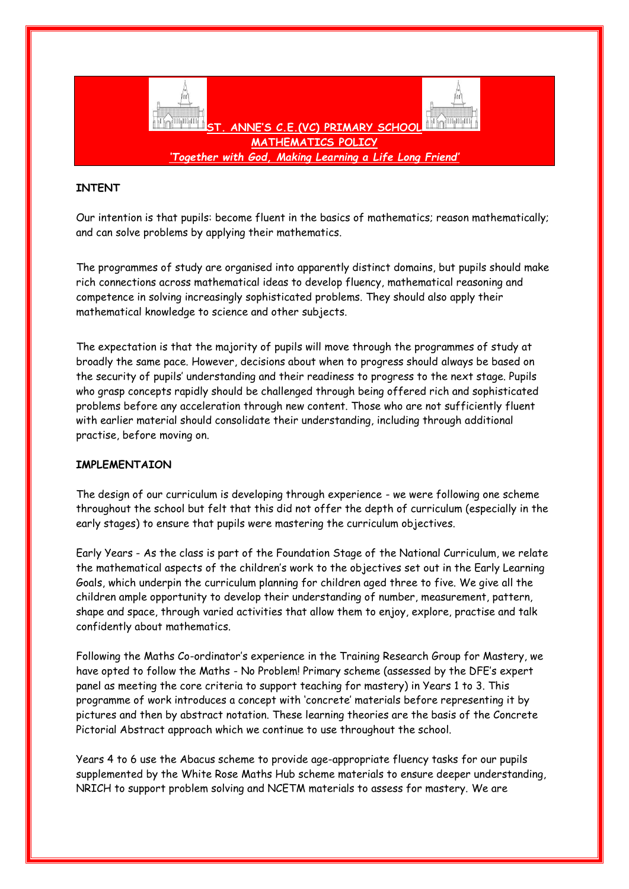# ST. ANNE'S C.E.(VC) PRIMARY SCHOOL

## MATHEMATICS POLICY

*'Together with God, Making Learning a Life Long Friend'*

**INTENT**

Our intention is that pupils: become fluent in the basics of mathematics; reason mathematically; and can solve problems by applying their mathematics.

The programmes of study are organised into apparently distinct domains, but pupils should make rich connections across mathematical ideas to develop fluency, mathematical reasoning and competence in solving increasingly sophisticated problems. They should also apply their mathematical knowledge to science and other subjects.

The expectation is that the majority of pupils will move through the programmes of study at broadly the same pace. However, decisions about when to progress should always be based on the security of pupils' understanding and their readiness to progress to the next stage. Pupils who grasp concepts rapidly should be challenged through being offered rich and sophisticated problems before any acceleration through new content. Those who are not sufficiently fluent with earlier material should consolidate their understanding, including through additional practise, before moving on.

**IMPLEMENTAION**

The design of our curriculum is developing through experience - we were following one scheme throughout the school but felt that this did not offer the depth of curriculum (especially in the early stages) to ensure that pupils were mastering the curriculum objectives.

Early Years - As the class is part of the Foundation Stage of the National Curriculum, we relate the mathematical aspects of the children's work to the objectives set out in the Early Learning Goals, which underpin the curriculum planning for children aged three to five. We give all the children ample opportunity to develop their understanding of number, measurement, pattern, shape and space, through varied activities that allow them to enjoy, explore, practise and talk confidently about mathematics.

Following the Maths Co-ordinator's experience in the Training Research Group for Mastery, we have opted to follow the Maths - No Problem! Primary scheme (assessed by the DFE's expert panel as meeting the core criteria to support teaching for mastery) in Years 1 to 3. This programme of work introduces a concept with 'concrete' materials before representing it by pictures and then by abstract notation. These learning theories are the basis of the Concrete Pictorial Abstract approach which we continue to use throughout the school.

Years 4 to 6 use the Abacus scheme to provide age-appropriate fluency tasks for our pupils supplemented by the White Rose Maths Hub scheme materials to ensure deeper understanding, NRICH to support problem solving and NCETM materials to assess for mastery. We are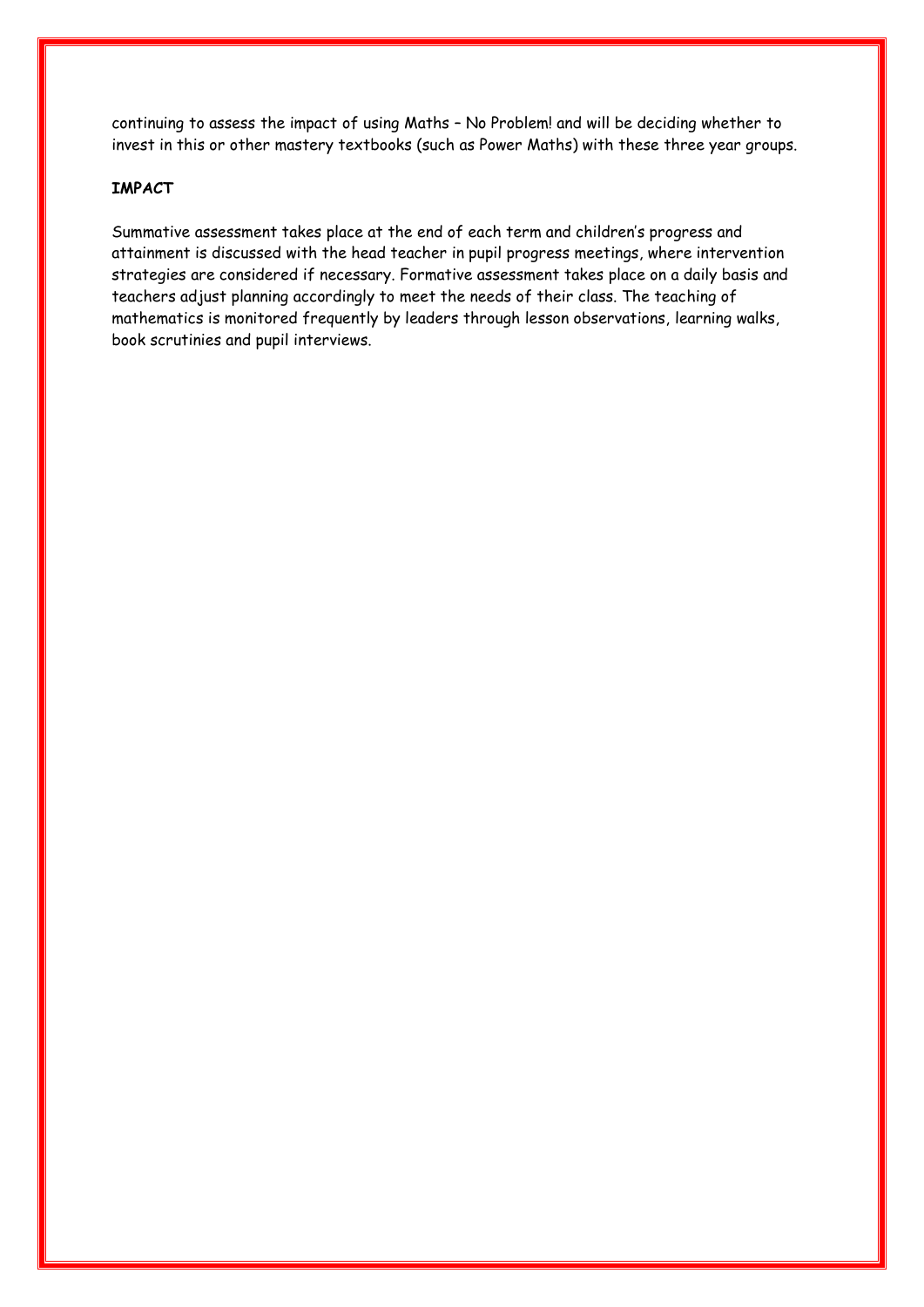continuing to assess the impact of using Maths – No Problem! and will be deciding whether to invest in this or other mastery textbooks (such as Power Maths) with these three year groups.

**IMPACT**

Summative assessment takes place at the end of each term and children's progress and attainment is discussed with the head teacher in pupil progress meetings, where intervention strategies are considered if necessary. Formative assessment takes place on a daily basis and teachers adjust planning accordingly to meet the needs of their class. The teaching of mathematics is monitored frequently by leaders through lesson observations, learning walks, book scrutinies and pupil interviews.